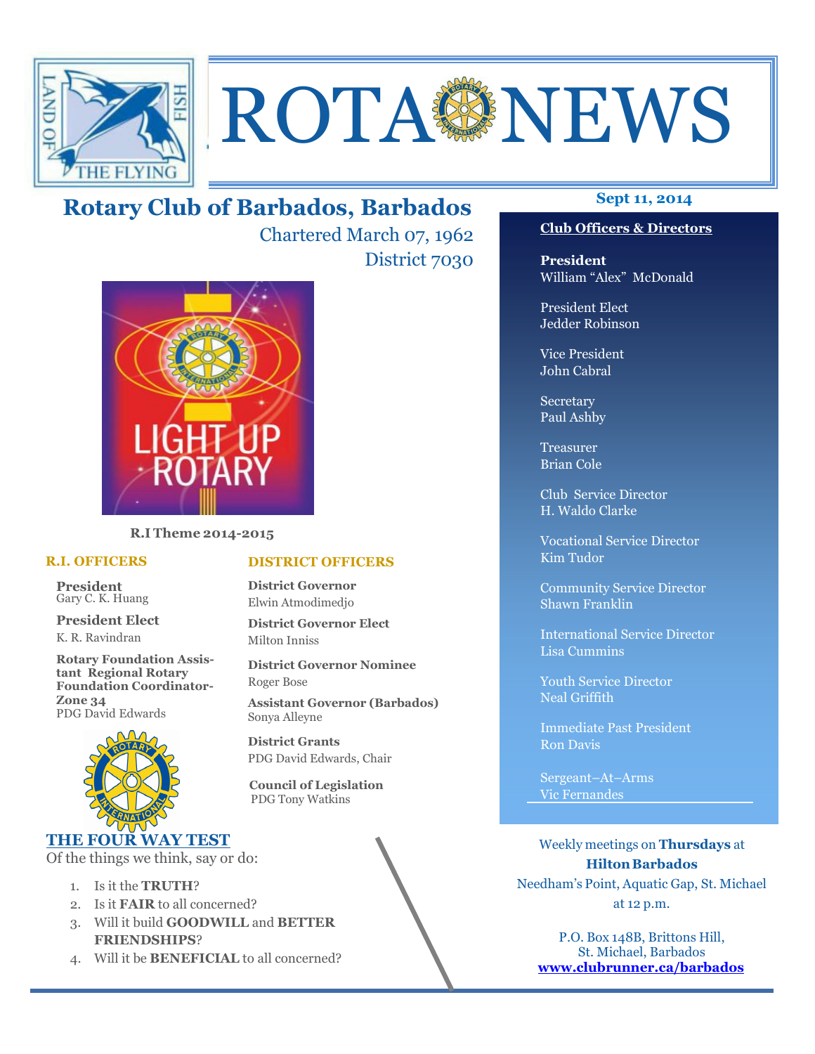# ROTA NEWS

LAND OF THE FLYING FISH

## Rotary Club of Barbados, Barbados

Chartered March 07, 1962

District 7030

LIGHT UP ROTARY

**R.I Theme 2014-2015**

### R.I. OFFICERS

**President**
Gary C. K. Huang

**President Elect**
K. R. Ravindran

**Rotary Foundation Assistant Regional Rotary Foundation Coordinator-Zone 34**
PDG David Edwards

### DISTRICT OFFICERS

**District Governor**
Elwin Atmodimedjo

**District Governor Elect**
Milton Inniss

**District Governor Nominee**
Roger Bose

**Assistant Governor (Barbados)**
Sonya Alleyne

**District Grants**
PDG David Edwards, Chair

**Council of Legislation**
PDG Tony Watkins

### THE FOUR WAY TEST

Of the things we think, say or do:

1. Is it the **TRUTH**?
2. Is it **FAIR** to all concerned?
3. Will it build **GOODWILL** and **BETTER FRIENDSHIPS**?
4. Will it be **BENEFICIAL** to all concerned?

**Sept 11, 2014**

### Club Officers & Directors

**President**
William "Alex" McDonald

President Elect
Jedder Robinson

Vice President
John Cabral

Secretary
Paul Ashby

Treasurer
Brian Cole

Club Service Director
H. Waldo Clarke

Vocational Service Director
Kim Tudor

Community Service Director
Shawn Franklin

International Service Director
Lisa Cummins

Youth Service Director
Neal Griffith

Immediate Past President
Ron Davis

Sergeant–At–Arms
Vic Fernandes

Weekly meetings on **Thursdays** at **Hilton Barbados**
Needham's Point, Aquatic Gap, St. Michael
at 12 p.m.

P.O. Box 148B, Brittons Hill,
St. Michael, Barbados
**www.clubrunner.ca/barbados**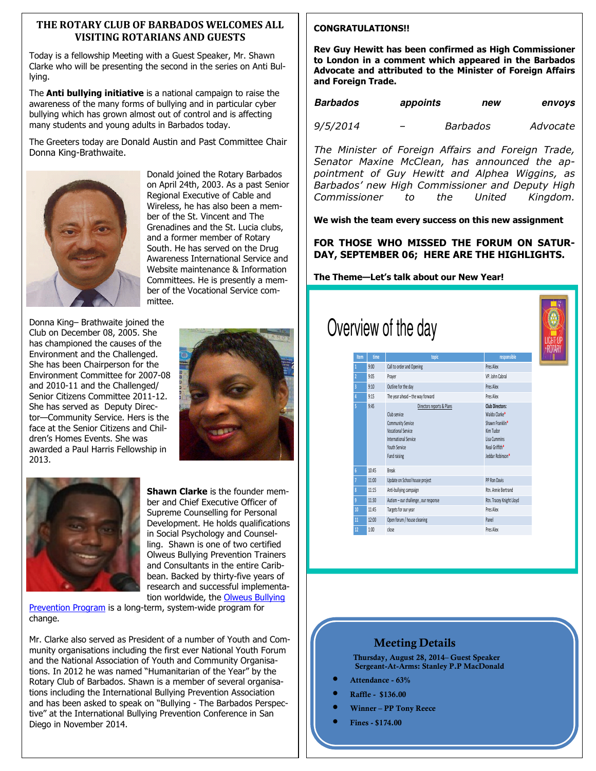## THE ROTARY CLUB OF BARBADOS WELCOMES ALL VISITING ROTARIANS AND GUESTS

Today is a fellowship Meeting with a Guest Speaker, Mr. Shawn Clarke who will be presenting the second in the series on Anti Bullying.

The **Anti bullying initiative** is a national campaign to raise the awareness of the many forms of bullying and in particular cyber bullying which has grown almost out of control and is affecting many students and young adults in Barbados today.

The Greeters today are Donald Austin and Past Committee Chair Donna King-Brathwaite.

Donald joined the Rotary Barbados on April 24th, 2003. As a past Senior Regional Executive of Cable and Wireless, he has also been a member of the St. Vincent and The Grenadines and the St. Lucia clubs, and a former member of Rotary South. He has served on the Drug Awareness International Service and Website maintenance & Information Committees. He is presently a member of the Vocational Service committee.

Donna King– Brathwaite joined the Club on December 08, 2005. She has championed the causes of the Environment and the Challenged. She has been Chairperson for the Environment Committee for 2007-08 and 2010-11 and the Challenged/ Senior Citizens Committee 2011-12. She has served as Deputy Director—Community Service. Hers is the face at the Senior Citizens and Children's Homes Events. She was awarded a Paul Harris Fellowship in 2013.

**Shawn Clarke** is the founder member and Chief Executive Officer of Supreme Counselling for Personal Development. He holds qualifications in Social Psychology and Counselling. Shawn is one of two certified Olweus Bullying Prevention Trainers and Consultants in the entire Caribbean. Backed by thirty-five years of research and successful implementation worldwide, the Olweus Bullying Prevention Program is a long-term, system-wide program for change.

Mr. Clarke also served as President of a number of Youth and Community organisations including the first ever National Youth Forum and the National Association of Youth and Community Organisations. In 2012 he was named "Humanitarian of the Year" by the Rotary Club of Barbados. Shawn is a member of several organisations including the International Bullying Prevention Association and has been asked to speak on "Bullying - The Barbados Perspective" at the International Bullying Prevention Conference in San Diego in November 2014.

**CONGRATULATIONS!!**

**Rev Guy Hewitt has been confirmed as High Commissioner to London in a comment which appeared in the Barbados Advocate and attributed to the Minister of Foreign Affairs and Foreign Trade.**

***Barbados appoints new envoys***

*9/5/2014 – Barbados Advocate*

*The Minister of Foreign Affairs and Foreign Trade, Senator Maxine McClean, has announced the appointment of Guy Hewitt and Alphea Wiggins, as Barbados' new High Commissioner and Deputy High Commissioner to the United Kingdom.*

**We wish the team every success on this new assignment**

**FOR THOSE WHO MISSED THE FORUM ON SATURDAY, SEPTEMBER 06; HERE ARE THE HIGHLIGHTS.**

**The Theme—Let's talk about our New Year!**

### Overview of the day

| Item | time | topic | responsible |
|---|---|---|---|
| 1 | 9:00 | Call to order and Opening | Pres Alex |
| 2 | 9:05 | Prayer | VP. John Cabral |
| 3 | 9:10 | Outline for the day | Pres Alex |
| 4 | 9:15 | The year ahead – the way forward | Pres Alex |
| 5 | 9:45 | Directors reports & Plans<br>Club service<br>Community Service<br>Vocational Service<br>International Service<br>Youth Service<br>Fund raising | **Club Directors:**<br>Waldo Clarke*<br>Shawn Franklin*<br>Kim Tudor<br>Lisa Cummins<br>Neal Griffith*<br>Jeddar Robinson* |
| 6 | 10:45 | Break | |
| 7 | 11:00 | Update on School house project | PP Ron Davis |
| 8 | 11:15 | Anti-bullying campaign | Rtn. Annie Bertrand |
| 9 | 11:30 | Autism – our challenge , our response | Rtn. Tracey Knight Lloyd |
| 10 | 11:45 | Targets for our year | Pres Alex |
| 11 | 12:00 | Open forum / house cleaning | Panel |
| 12 | 1:00 | close | Pres Alex |

LIGHT UP ROTARY

### Meeting Details

**Thursday, August 28, 2014– Guest Speaker**
**Sergeant-At-Arms: Stanley P.P MacDonald**

- **Attendance - 63%**
- **Raffle - $136.00**
- **Winner – PP Tony Reece**
- **Fines - $174.00**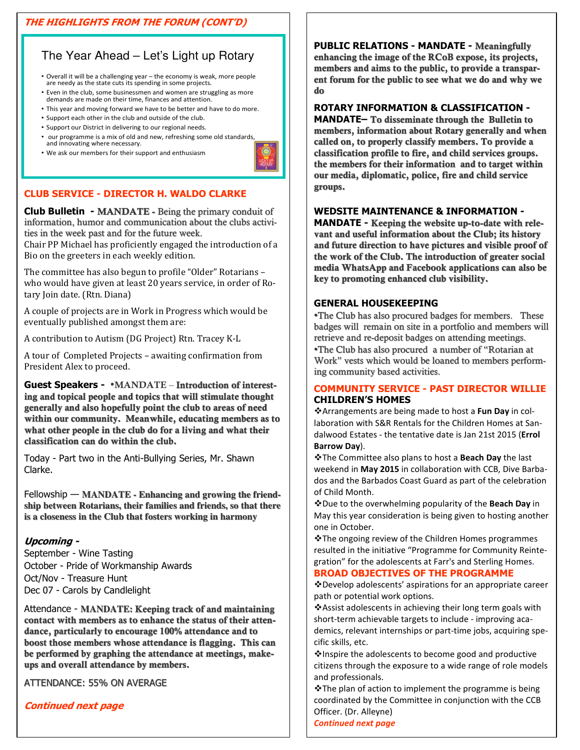## THE HIGHLIGHTS FROM THE FORUM (CONT'D)

### The Year Ahead – Let's Light up Rotary

- Overall it will be a challenging year – the economy is weak, more people are needy as the state cuts its spending in some projects.
- Even in the club, some businessmen and women are struggling as more demands are made on their time, finances and attention.
- This year and moving forward we have to be better and have to do more.
- Support each other in the club and outside of the club.
- Support our District in delivering to our regional needs.
- our programme is a mix of old and new, refreshing some old standards, and innovating where necessary.
- We ask our members for their support and enthusiasm

## CLUB SERVICE - DIRECTOR H. WALDO CLARKE

**Club Bulletin - MANDATE -** Being the primary conduit of information, humor and communication about the clubs activities in the week past and for the future week.

Chair PP Michael has proficiently engaged the introduction of a Bio on the greeters in each weekly edition.

The committee has also begun to profile "Older" Rotarians – who would have given at least 20 years service, in order of Rotary Join date. (Rtn. Diana)

A couple of projects are in Work in Progress which would be eventually published amongst them are:

A contribution to Autism (DG Project) Rtn. Tracey K-L

A tour of Completed Projects – awaiting confirmation from President Alex to proceed.

**Guest Speakers - •MANDATE – Introduction of interesting and topical people and topics that will stimulate thought generally and also hopefully point the club to areas of need within our community. Meanwhile, educating members as to what other people in the club do for a living and what their classification can do within the club.**

Today - Part two in the Anti-Bullying Series, Mr. Shawn Clarke.

Fellowship — **MANDATE - Enhancing and growing the friendship between Rotarians, their families and friends, so that there is a closeness in the Club that fosters working in harmony**

***Upcoming -***

September - Wine Tasting
October - Pride of Workmanship Awards
Oct/Nov - Treasure Hunt
Dec 07 - Carols by Candlelight

Attendance - **MANDATE: Keeping track of and maintaining contact with members as to enhance the status of their attendance, particularly to encourage 100% attendance and to boost those members whose attendance is flagging. This can be performed by graphing the attendance at meetings, make-ups and overall attendance by members.**

ATTENDANCE: 55% ON AVERAGE

***Continued next page***

**PUBLIC RELATIONS - MANDATE - Meaningfully enhancing the image of the RCoB expose, its projects, members and aims to the public, to provide a transparent forum for the public to see what we do and why we do**

**ROTARY INFORMATION & CLASSIFICATION - MANDATE– To disseminate through the Bulletin to members, information about Rotary generally and when called on, to properly classify members. To provide a classification profile to fire, and child services groups. the members for their information and to target within our media, diplomatic, police, fire and child service groups.**

**WEDSITE MAINTENANCE & INFORMATION - MANDATE - Keeping the website up-to-date with relevant and useful information about the Club; its history and future direction to have pictures and visible proof of the work of the Club. The introduction of greater social media WhatsApp and Facebook applications can also be key to promoting enhanced club visibility.**

**GENERAL HOUSEKEEPING**

•The Club has also procured badges for members. These badges will remain on site in a portfolio and members will retrieve and re-deposit badges on attending meetings.
•The Club has also procured a number of "Rotarian at Work" vests which would be loaned to members performing community based activities.

## COMMUNITY SERVICE - PAST DIRECTOR WILLIE

**CHILDREN'S HOMES**

❖Arrangements are being made to host a **Fun Day** in collaboration with S&R Rentals for the Children Homes at Sandalwood Estates - the tentative date is Jan 21st 2015 (**Errol Barrow Day**).

❖The Committee also plans to host a **Beach Day** the last weekend in **May 2015** in collaboration with CCB, Dive Barbados and the Barbados Coast Guard as part of the celebration of Child Month.

❖Due to the overwhelming popularity of the **Beach Day** in May this year consideration is being given to hosting another one in October.

❖The ongoing review of the Children Homes programmes resulted in the initiative "Programme for Community Reintegration" for the adolescents at Farr's and Sterling Homes.

## BROAD OBJECTIVES OF THE PROGRAMME

❖Develop adolescents' aspirations for an appropriate career path or potential work options.

❖Assist adolescents in achieving their long term goals with short-term achievable targets to include - improving academics, relevant internships or part-time jobs, acquiring specific skills, etc.

❖Inspire the adolescents to become good and productive citizens through the exposure to a wide range of role models and professionals.

❖The plan of action to implement the programme is being coordinated by the Committee in conjunction with the CCB Officer. (Dr. Alleyne)

***Continued next page***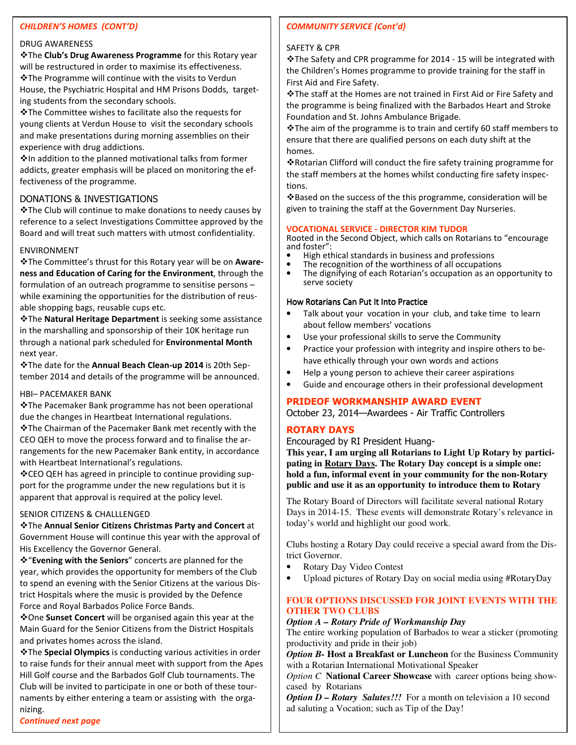## *CHILDREN'S HOMES (CONT'D)*

### DRUG AWARENESS

❖The **Club's Drug Awareness Programme** for this Rotary year will be restructured in order to maximise its effectiveness.

❖The Programme will continue with the visits to Verdun House, the Psychiatric Hospital and HM Prisons Dodds, targeting students from the secondary schools.

❖The Committee wishes to facilitate also the requests for young clients at Verdun House to visit the secondary schools and make presentations during morning assemblies on their experience with drug addictions.

❖In addition to the planned motivational talks from former addicts, greater emphasis will be placed on monitoring the effectiveness of the programme.

### DONATIONS & INVESTIGATIONS

❖The Club will continue to make donations to needy causes by reference to a select Investigations Committee approved by the Board and will treat such matters with utmost confidentiality.

### ENVIRONMENT

❖The Committee's thrust for this Rotary year will be on **Awareness and Education of Caring for the Environment**, through the formulation of an outreach programme to sensitise persons – while examining the opportunities for the distribution of reusable shopping bags, reusable cups etc.

❖The **Natural Heritage Department** is seeking some assistance in the marshalling and sponsorship of their 10K heritage run through a national park scheduled for **Environmental Month** next year.

❖The date for the **Annual Beach Clean-up 2014** is 20th September 2014 and details of the programme will be announced.

### HBI– PACEMAKER BANK

❖The Pacemaker Bank programme has not been operational due the changes in Heartbeat International regulations.

❖The Chairman of the Pacemaker Bank met recently with the CEO QEH to move the process forward and to finalise the arrangements for the new Pacemaker Bank entity, in accordance with Heartbeat International's regulations.

❖CEO QEH has agreed in principle to continue providing support for the programme under the new regulations but it is apparent that approval is required at the policy level.

### SENIOR CITIZENS & CHALLLENGED

❖The **Annual Senior Citizens Christmas Party and Concert** at Government House will continue this year with the approval of His Excellency the Governor General.

❖"**Evening with the Seniors**" concerts are planned for the year, which provides the opportunity for members of the Club to spend an evening with the Senior Citizens at the various District Hospitals where the music is provided by the Defence Force and Royal Barbados Police Force Bands.

❖One **Sunset Concert** will be organised again this year at the Main Guard for the Senior Citizens from the District Hospitals and privates homes across the island.

❖The **Special Olympics** is conducting various activities in order to raise funds for their annual meet with support from the Apes Hill Golf course and the Barbados Golf Club tournaments. The Club will be invited to participate in one or both of these tournaments by either entering a team or assisting with the organizing.

***Continued next page***

## *COMMUNITY SERVICE (Cont'd)*

### SAFETY & CPR

❖The Safety and CPR programme for 2014 - 15 will be integrated with the Children's Homes programme to provide training for the staff in First Aid and Fire Safety.

❖The staff at the Homes are not trained in First Aid or Fire Safety and the programme is being finalized with the Barbados Heart and Stroke Foundation and St. Johns Ambulance Brigade.

❖The aim of the programme is to train and certify 60 staff members to ensure that there are qualified persons on each duty shift at the homes.

❖Rotarian Clifford will conduct the fire safety training programme for the staff members at the homes whilst conducting fire safety inspections.

❖Based on the success of the this programme, consideration will be given to training the staff at the Government Day Nurseries.

## VOCATIONAL SERVICE - DIRECTOR KIM TUDOR

Rooted in the Second Object, which calls on Rotarians to "encourage and foster":

- High ethical standards in business and professions
- The recognition of the worthiness of all occupations
- The dignifying of each Rotarian's occupation as an opportunity to serve society

### How Rotarians Can Put It Into Practice

- Talk about your vocation in your club, and take time to learn about fellow members' vocations
- Use your professional skills to serve the Community
- Practice your profession with integrity and inspire others to behave ethically through your own words and actions
- Help a young person to achieve their career aspirations
- Guide and encourage others in their professional development

## PRIDEOF WORKMANSHIP AWARD EVENT

October 23, 2014—Awardees - Air Traffic Controllers

## ROTARY DAYS

Encouraged by RI President Huang-

**This year, I am urging all Rotarians to Light Up Rotary by participating in Rotary Days. The Rotary Day concept is a simple one: hold a fun, informal event in your community for the non-Rotary public and use it as an opportunity to introduce them to Rotary**

The Rotary Board of Directors will facilitate several national Rotary Days in 2014-15. These events will demonstrate Rotary's relevance in today's world and highlight our good work.

Clubs hosting a Rotary Day could receive a special award from the District Governor.

- Rotary Day Video Contest
- Upload pictures of Rotary Day on social media using #RotaryDay

## FOUR OPTIONS DISCUSSED FOR JOINT EVENTS WITH THE OTHER TWO CLUBS

***Option A – Rotary Pride of Workmanship Day***
The entire working population of Barbados to wear a sticker (promoting productivity and pride in their job)

***Option B*- Host a Breakfast or Luncheon** for the Business Community with a Rotarian International Motivational Speaker

*Option C* **National Career Showcase** with career options being showcased by Rotarians

***Option D – Rotary Salutes!!!*** For a month on television a 10 second ad saluting a Vocation; such as Tip of the Day!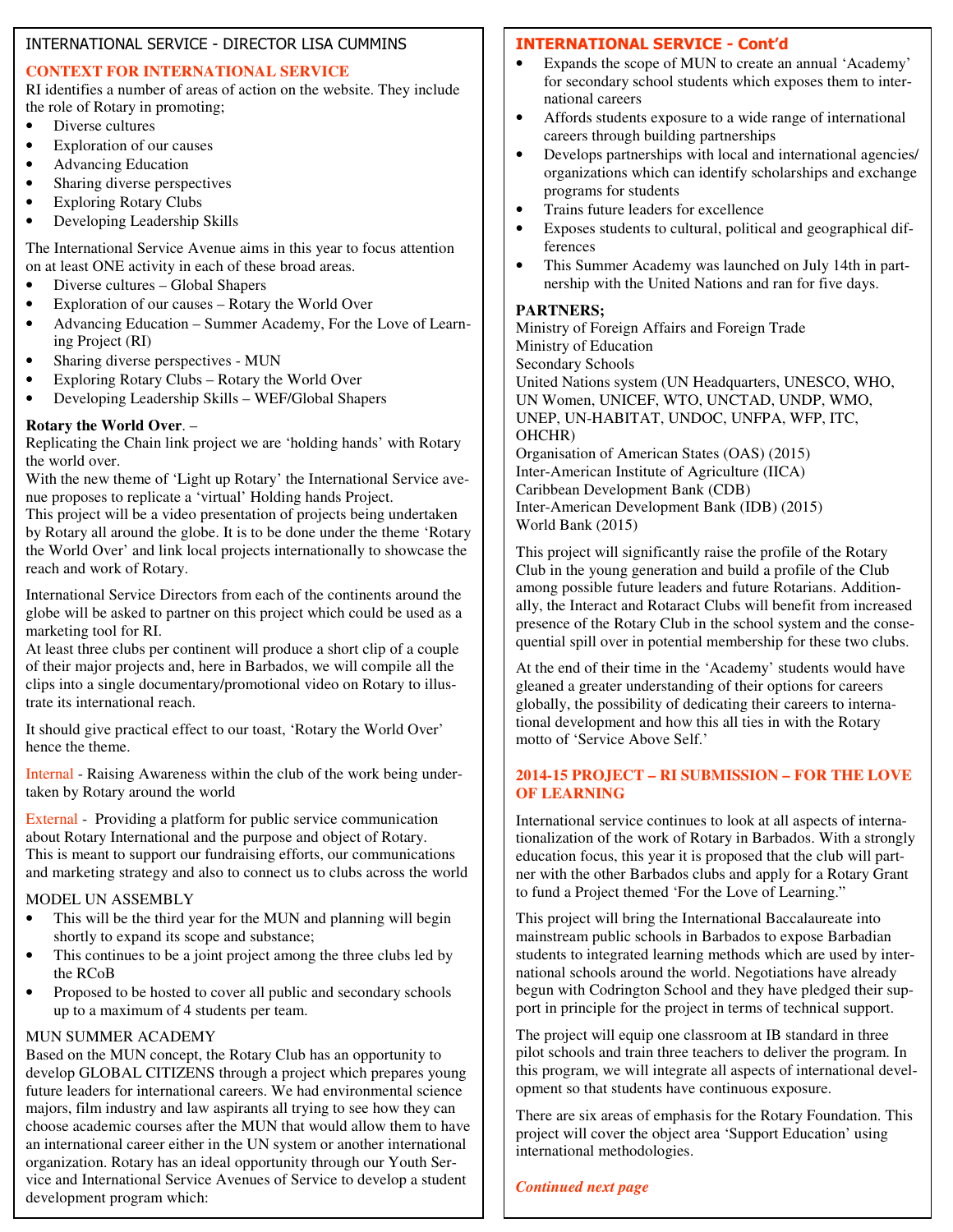## INTERNATIONAL SERVICE - DIRECTOR LISA CUMMINS

### CONTEXT FOR INTERNATIONAL SERVICE

RI identifies a number of areas of action on the website. They include the role of Rotary in promoting;

- Diverse cultures
- Exploration of our causes
- Advancing Education
- Sharing diverse perspectives
- Exploring Rotary Clubs
- Developing Leadership Skills

The International Service Avenue aims in this year to focus attention on at least ONE activity in each of these broad areas.

- Diverse cultures – Global Shapers
- Exploration of our causes – Rotary the World Over
- Advancing Education – Summer Academy, For the Love of Learning Project (RI)
- Sharing diverse perspectives - MUN
- Exploring Rotary Clubs – Rotary the World Over
- Developing Leadership Skills – WEF/Global Shapers

**Rotary the World Over**. –

Replicating the Chain link project we are 'holding hands' with Rotary the world over.

With the new theme of 'Light up Rotary' the International Service avenue proposes to replicate a 'virtual' Holding hands Project.

This project will be a video presentation of projects being undertaken by Rotary all around the globe. It is to be done under the theme 'Rotary the World Over' and link local projects internationally to showcase the reach and work of Rotary.

International Service Directors from each of the continents around the globe will be asked to partner on this project which could be used as a marketing tool for RI.

At least three clubs per continent will produce a short clip of a couple of their major projects and, here in Barbados, we will compile all the clips into a single documentary/promotional video on Rotary to illustrate its international reach.

It should give practical effect to our toast, 'Rotary the World Over' hence the theme.

Internal - Raising Awareness within the club of the work being undertaken by Rotary around the world

External - Providing a platform for public service communication about Rotary International and the purpose and object of Rotary. This is meant to support our fundraising efforts, our communications and marketing strategy and also to connect us to clubs across the world

MODEL UN ASSEMBLY

- This will be the third year for the MUN and planning will begin shortly to expand its scope and substance;
- This continues to be a joint project among the three clubs led by the RCoB
- Proposed to be hosted to cover all public and secondary schools up to a maximum of 4 students per team.

MUN SUMMER ACADEMY

Based on the MUN concept, the Rotary Club has an opportunity to develop GLOBAL CITIZENS through a project which prepares young future leaders for international careers. We had environmental science majors, film industry and law aspirants all trying to see how they can choose academic courses after the MUN that would allow them to have an international career either in the UN system or another international organization. Rotary has an ideal opportunity through our Youth Service and International Service Avenues of Service to develop a student development program which:

### INTERNATIONAL SERVICE - Cont'd

- Expands the scope of MUN to create an annual 'Academy' for secondary school students which exposes them to international careers
- Affords students exposure to a wide range of international careers through building partnerships
- Develops partnerships with local and international agencies/ organizations which can identify scholarships and exchange programs for students
- Trains future leaders for excellence
- Exposes students to cultural, political and geographical differences
- This Summer Academy was launched on July 14th in partnership with the United Nations and ran for five days.

**PARTNERS;**

Ministry of Foreign Affairs and Foreign Trade
Ministry of Education
Secondary Schools
United Nations system (UN Headquarters, UNESCO, WHO, UN Women, UNICEF, WTO, UNCTAD, UNDP, WMO, UNEP, UN-HABITAT, UNDOC, UNFPA, WFP, ITC, OHCHR)
Organisation of American States (OAS) (2015)
Inter-American Institute of Agriculture (IICA)
Caribbean Development Bank (CDB)
Inter-American Development Bank (IDB) (2015)
World Bank (2015)

This project will significantly raise the profile of the Rotary Club in the young generation and build a profile of the Club among possible future leaders and future Rotarians. Additionally, the Interact and Rotaract Clubs will benefit from increased presence of the Rotary Club in the school system and the consequential spill over in potential membership for these two clubs.

At the end of their time in the 'Academy' students would have gleaned a greater understanding of their options for careers globally, the possibility of dedicating their careers to international development and how this all ties in with the Rotary motto of 'Service Above Self.'

### 2014-15 PROJECT – RI SUBMISSION – FOR THE LOVE OF LEARNING

International service continues to look at all aspects of internationalization of the work of Rotary in Barbados. With a strongly education focus, this year it is proposed that the club will partner with the other Barbados clubs and apply for a Rotary Grant to fund a Project themed 'For the Love of Learning."

This project will bring the International Baccalaureate into mainstream public schools in Barbados to expose Barbadian students to integrated learning methods which are used by international schools around the world. Negotiations have already begun with Codrington School and they have pledged their support in principle for the project in terms of technical support.

The project will equip one classroom at IB standard in three pilot schools and train three teachers to deliver the program. In this program, we will integrate all aspects of international development so that students have continuous exposure.

There are six areas of emphasis for the Rotary Foundation. This project will cover the object area 'Support Education' using international methodologies.

***Continued next page***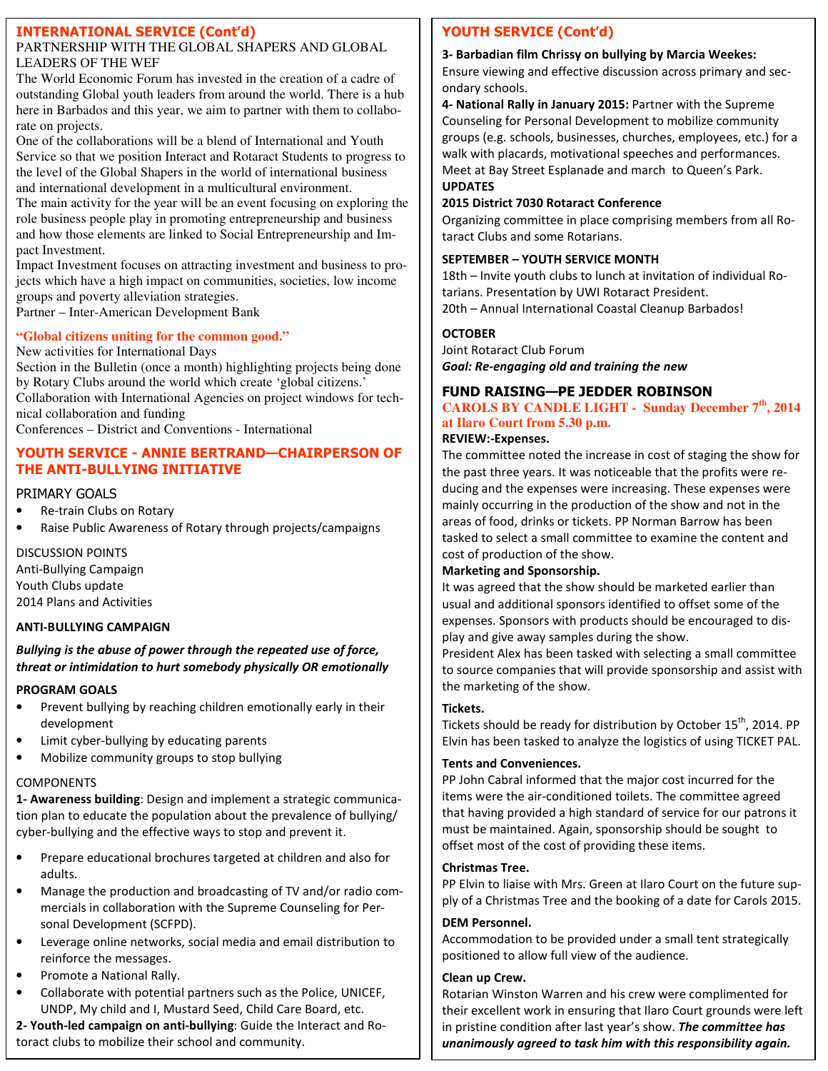## INTERNATIONAL SERVICE (Cont'd)

PARTNERSHIP WITH THE GLOBAL SHAPERS AND GLOBAL LEADERS OF THE WEF

The World Economic Forum has invested in the creation of a cadre of outstanding Global youth leaders from around the world. There is a hub here in Barbados and this year, we aim to partner with them to collaborate on projects.

One of the collaborations will be a blend of International and Youth Service so that we position Interact and Rotaract Students to progress to the level of the Global Shapers in the world of international business and international development in a multicultural environment.

The main activity for the year will be an event focusing on exploring the role business people play in promoting entrepreneurship and business and how those elements are linked to Social Entrepreneurship and Impact Investment.

Impact Investment focuses on attracting investment and business to projects which have a high impact on communities, societies, low income groups and poverty alleviation strategies.

Partner – Inter-American Development Bank

**"Global citizens uniting for the common good."**

New activities for International Days

Section in the Bulletin (once a month) highlighting projects being done by Rotary Clubs around the world which create 'global citizens.'

Collaboration with International Agencies on project windows for technical collaboration and funding

Conferences – District and Conventions - International

## YOUTH SERVICE - ANNIE BERTRAND—CHAIRPERSON OF THE ANTI-BULLYING INITIATIVE

PRIMARY GOALS

- Re-train Clubs on Rotary
- Raise Public Awareness of Rotary through projects/campaigns

DISCUSSION POINTS

Anti-Bullying Campaign

Youth Clubs update

2014 Plans and Activities

**ANTI-BULLYING CAMPAIGN**

***Bullying is the abuse of power through the repeated use of force, threat or intimidation to hurt somebody physically OR emotionally***

**PROGRAM GOALS**

- Prevent bullying by reaching children emotionally early in their development
- Limit cyber-bullying by educating parents
- Mobilize community groups to stop bullying

COMPONENTS

**1- Awareness building**: Design and implement a strategic communication plan to educate the population about the prevalence of bullying/cyber-bullying and the effective ways to stop and prevent it.

- Prepare educational brochures targeted at children and also for adults.
- Manage the production and broadcasting of TV and/or radio commercials in collaboration with the Supreme Counseling for Personal Development (SCFPD).
- Leverage online networks, social media and email distribution to reinforce the messages.
- Promote a National Rally.
- Collaborate with potential partners such as the Police, UNICEF, UNDP, My child and I, Mustard Seed, Child Care Board, etc.

**2- Youth-led campaign on anti-bullying**: Guide the Interact and Rotoract clubs to mobilize their school and community.

## YOUTH SERVICE (Cont'd)

**3- Barbadian film Chrissy on bullying by Marcia Weekes:** Ensure viewing and effective discussion across primary and secondary schools.

**4- National Rally in January 2015:** Partner with the Supreme Counseling for Personal Development to mobilize community groups (e.g. schools, businesses, churches, employees, etc.) for a walk with placards, motivational speeches and performances. Meet at Bay Street Esplanade and march to Queen's Park.

**UPDATES**

**2015 District 7030 Rotaract Conference**

Organizing committee in place comprising members from all Rotaract Clubs and some Rotarians.

**SEPTEMBER – YOUTH SERVICE MONTH**

18th – Invite youth clubs to lunch at invitation of individual Rotarians. Presentation by UWI Rotaract President.

20th – Annual International Coastal Cleanup Barbados!

**OCTOBER**

Joint Rotaract Club Forum

***Goal: Re-engaging old and training the new***

## FUND RAISING—PE JEDDER ROBINSON

**CAROLS BY CANDLE LIGHT - Sunday December 7th, 2014 at Ilaro Court from 5.30 p.m.**

**REVIEW:-Expenses.**

The committee noted the increase in cost of staging the show for the past three years. It was noticeable that the profits were reducing and the expenses were increasing. These expenses were mainly occurring in the production of the show and not in the areas of food, drinks or tickets. PP Norman Barrow has been tasked to select a small committee to examine the content and cost of production of the show.

**Marketing and Sponsorship.**

It was agreed that the show should be marketed earlier than usual and additional sponsors identified to offset some of the expenses. Sponsors with products should be encouraged to display and give away samples during the show.

President Alex has been tasked with selecting a small committee to source companies that will provide sponsorship and assist with the marketing of the show.

**Tickets.**

Tickets should be ready for distribution by October 15th, 2014. PP Elvin has been tasked to analyze the logistics of using TICKET PAL.

**Tents and Conveniences.**

PP John Cabral informed that the major cost incurred for the items were the air-conditioned toilets. The committee agreed that having provided a high standard of service for our patrons it must be maintained. Again, sponsorship should be sought to offset most of the cost of providing these items.

**Christmas Tree.**

PP Elvin to liaise with Mrs. Green at Ilaro Court on the future supply of a Christmas Tree and the booking of a date for Carols 2015.

**DEM Personnel.**

Accommodation to be provided under a small tent strategically positioned to allow full view of the audience.

**Clean up Crew.**

Rotarian Winston Warren and his crew were complimented for their excellent work in ensuring that Ilaro Court grounds were left in pristine condition after last year's show. ***The committee has unanimously agreed to task him with this responsibility again.***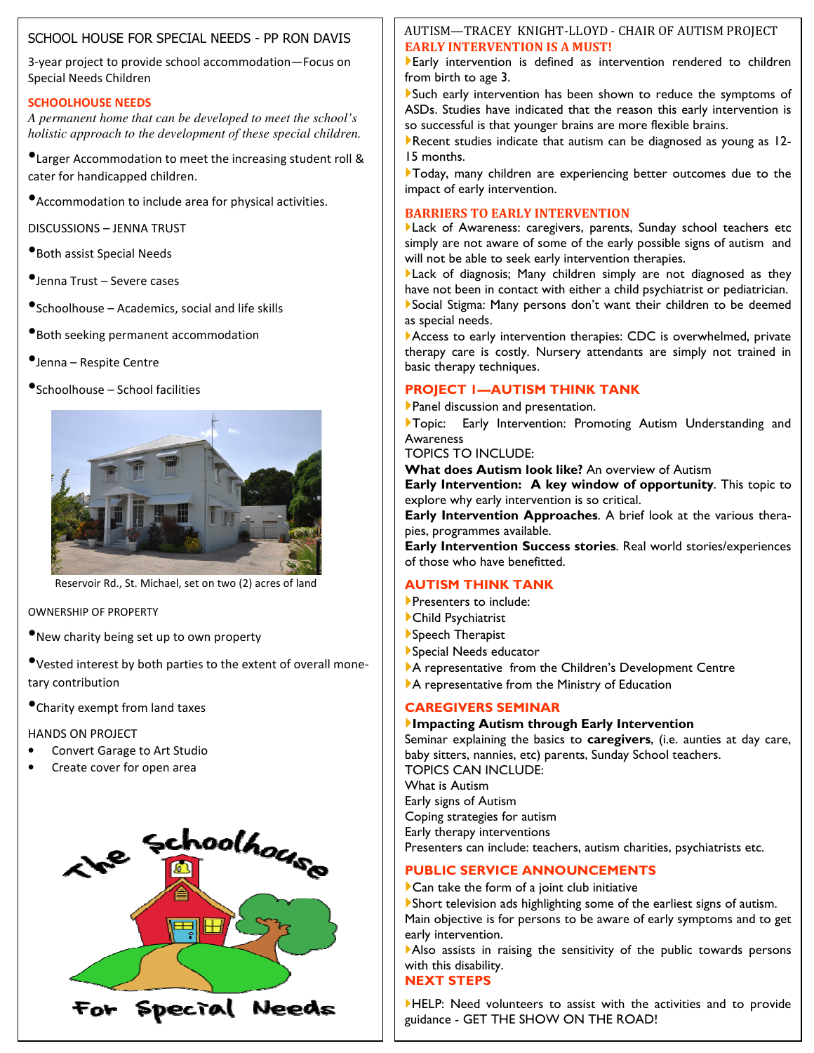## SCHOOL HOUSE FOR SPECIAL NEEDS - PP RON DAVIS

3-year project to provide school accommodation—Focus on Special Needs Children

### SCHOOLHOUSE NEEDS

*A permanent home that can be developed to meet the school's holistic approach to the development of these special children.*

- Larger Accommodation to meet the increasing student roll & cater for handicapped children.
- Accommodation to include area for physical activities.

DISCUSSIONS – JENNA TRUST

- Both assist Special Needs
- Jenna Trust – Severe cases
- Schoolhouse – Academics, social and life skills
- Both seeking permanent accommodation
- Jenna – Respite Centre
- Schoolhouse – School facilities

Reservoir Rd., St. Michael, set on two (2) acres of land

OWNERSHIP OF PROPERTY

- New charity being set up to own property
- Vested interest by both parties to the extent of overall monetary contribution
- Charity exempt from land taxes

HANDS ON PROJECT

- Convert Garage to Art Studio
- Create cover for open area

The Schoolhouse For Special Needs

## AUTISM—TRACEY KNIGHT-LLOYD - CHAIR OF AUTISM PROJECT

### EARLY INTERVENTION IS A MUST!

- Early intervention is defined as intervention rendered to children from birth to age 3.
- Such early intervention has been shown to reduce the symptoms of ASDs. Studies have indicated that the reason this early intervention is so successful is that younger brains are more flexible brains.
- Recent studies indicate that autism can be diagnosed as young as 12-15 months.
- Today, many children are experiencing better outcomes due to the impact of early intervention.

### BARRIERS TO EARLY INTERVENTION

- Lack of Awareness: caregivers, parents, Sunday school teachers etc simply are not aware of some of the early possible signs of autism and will not be able to seek early intervention therapies.
- Lack of diagnosis; Many children simply are not diagnosed as they have not been in contact with either a child psychiatrist or pediatrician.
- Social Stigma: Many persons don't want their children to be deemed as special needs.
- Access to early intervention therapies: CDC is overwhelmed, private therapy care is costly. Nursery attendants are simply not trained in basic therapy techniques.

### PROJECT 1—AUTISM THINK TANK

- Panel discussion and presentation.
- Topic: Early Intervention: Promoting Autism Understanding and Awareness

TOPICS TO INCLUDE:

**What does Autism look like?** An overview of Autism

**Early Intervention: A key window of opportunity**. This topic to explore why early intervention is so critical.

**Early Intervention Approaches**. A brief look at the various therapies, programmes available.

**Early Intervention Success stories**. Real world stories/experiences of those who have benefitted.

### AUTISM THINK TANK

- Presenters to include:
- Child Psychiatrist
- Speech Therapist
- Special Needs educator
- A representative from the Children's Development Centre
- A representative from the Ministry of Education

### CAREGIVERS SEMINAR

- **Impacting Autism through Early Intervention**

Seminar explaining the basics to **caregivers**, (i.e. aunties at day care, baby sitters, nannies, etc) parents, Sunday School teachers.

TOPICS CAN INCLUDE:

What is Autism
Early signs of Autism
Coping strategies for autism
Early therapy interventions
Presenters can include: teachers, autism charities, psychiatrists etc.

### PUBLIC SERVICE ANNOUNCEMENTS

- Can take the form of a joint club initiative
- Short television ads highlighting some of the earliest signs of autism.

Main objective is for persons to be aware of early symptoms and to get early intervention.

- Also assists in raising the sensitivity of the public towards persons with this disability.

### NEXT STEPS

- HELP: Need volunteers to assist with the activities and to provide guidance - GET THE SHOW ON THE ROAD!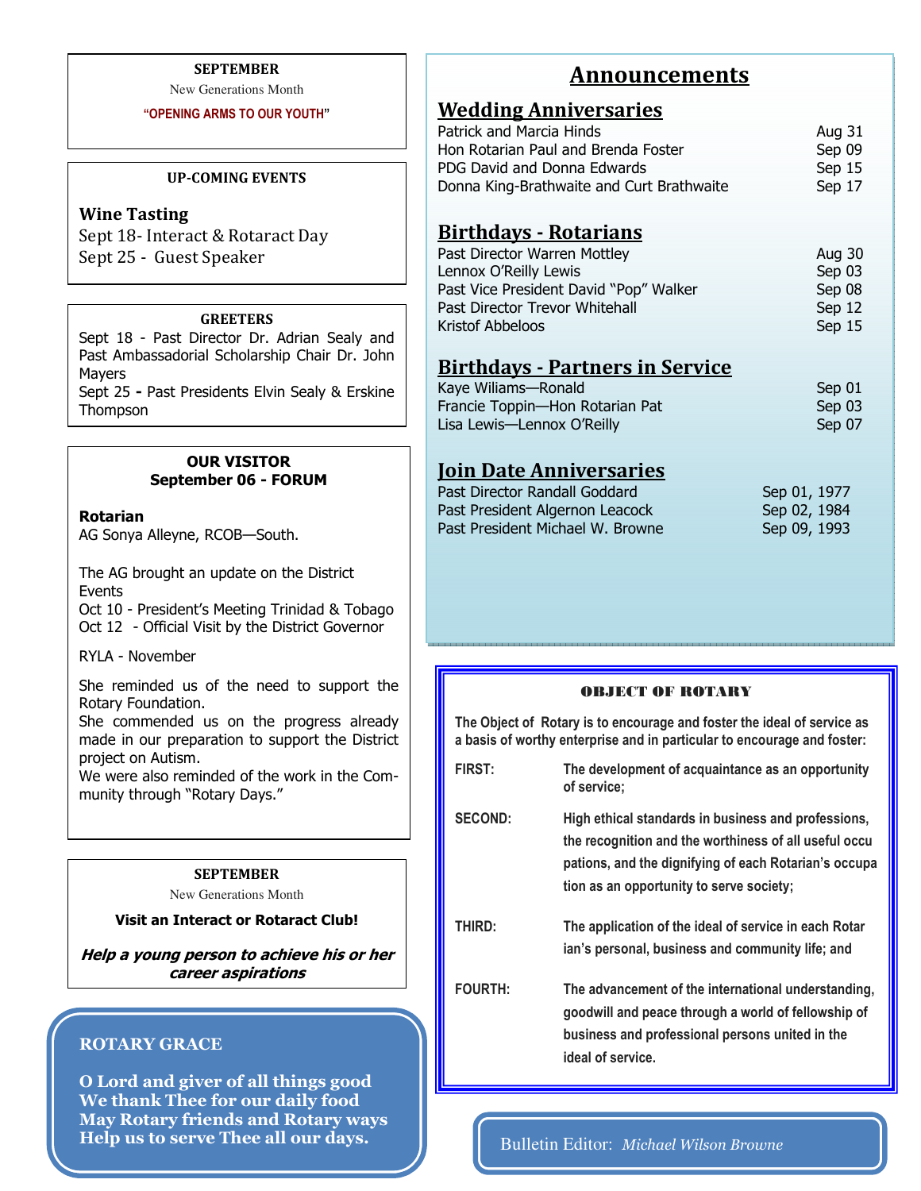**SEPTEMBER**

New Generations Month

**"OPENING ARMS TO OUR YOUTH"**

**UP-COMING EVENTS**

**Wine Tasting**

Sept 18- Interact & Rotaract Day

Sept 25 - Guest Speaker

**GREETERS**

Sept 18 - Past Director Dr. Adrian Sealy and Past Ambassadorial Scholarship Chair Dr. John Mayers

Sept 25 **-** Past Presidents Elvin Sealy & Erskine Thompson

**OUR VISITOR**
**September 06 - FORUM**

**Rotarian**

AG Sonya Alleyne, RCOB—South.

The AG brought an update on the District Events

Oct 10 - President's Meeting Trinidad & Tobago

Oct 12 - Official Visit by the District Governor

RYLA - November

She reminded us of the need to support the Rotary Foundation.

She commended us on the progress already made in our preparation to support the District project on Autism.

We were also reminded of the work in the Community through "Rotary Days."

**SEPTEMBER**

New Generations Month

**Visit an Interact or Rotaract Club!**

***Help a young person to achieve his or her career aspirations***

**ROTARY GRACE**

**O Lord and giver of all things good**
**We thank Thee for our daily food**
**May Rotary friends and Rotary ways**
**Help us to serve Thee all our days.**

# Announcements

## Wedding Anniversaries

| | |
|---|---|
| Patrick and Marcia Hinds | Aug 31 |
| Hon Rotarian Paul and Brenda Foster | Sep 09 |
| PDG David and Donna Edwards | Sep 15 |
| Donna King-Brathwaite and Curt Brathwaite | Sep 17 |

## Birthdays - Rotarians

| | |
|---|---|
| Past Director Warren Mottley | Aug 30 |
| Lennox O'Reilly Lewis | Sep 03 |
| Past Vice President David "Pop" Walker | Sep 08 |
| Past Director Trevor Whitehall | Sep 12 |
| Kristof Abbeloos | Sep 15 |

## Birthdays - Partners in Service

| | |
|---|---|
| Kaye Wiliams—Ronald | Sep 01 |
| Francie Toppin—Hon Rotarian Pat | Sep 03 |
| Lisa Lewis—Lennox O'Reilly | Sep 07 |

## Join Date Anniversaries

| | |
|---|---|
| Past Director Randall Goddard | Sep 01, 1977 |
| Past President Algernon Leacock | Sep 02, 1984 |
| Past President Michael W. Browne | Sep 09, 1993 |

**OBJECT OF ROTARY**

**The Object of Rotary is to encourage and foster the ideal of service as a basis of worthy enterprise and in particular to encourage and foster:**

**FIRST:** The development of acquaintance as an opportunity of service;

**SECOND:** High ethical standards in business and professions, the recognition and the worthiness of all useful occupations, and the dignifying of each Rotarian's occupation as an opportunity to serve society;

**THIRD:** The application of the ideal of service in each Rotarian's personal, business and community life; and

**FOURTH:** The advancement of the international understanding, goodwill and peace through a world of fellowship of business and professional persons united in the ideal of service.

Bulletin Editor: *Michael Wilson Browne*